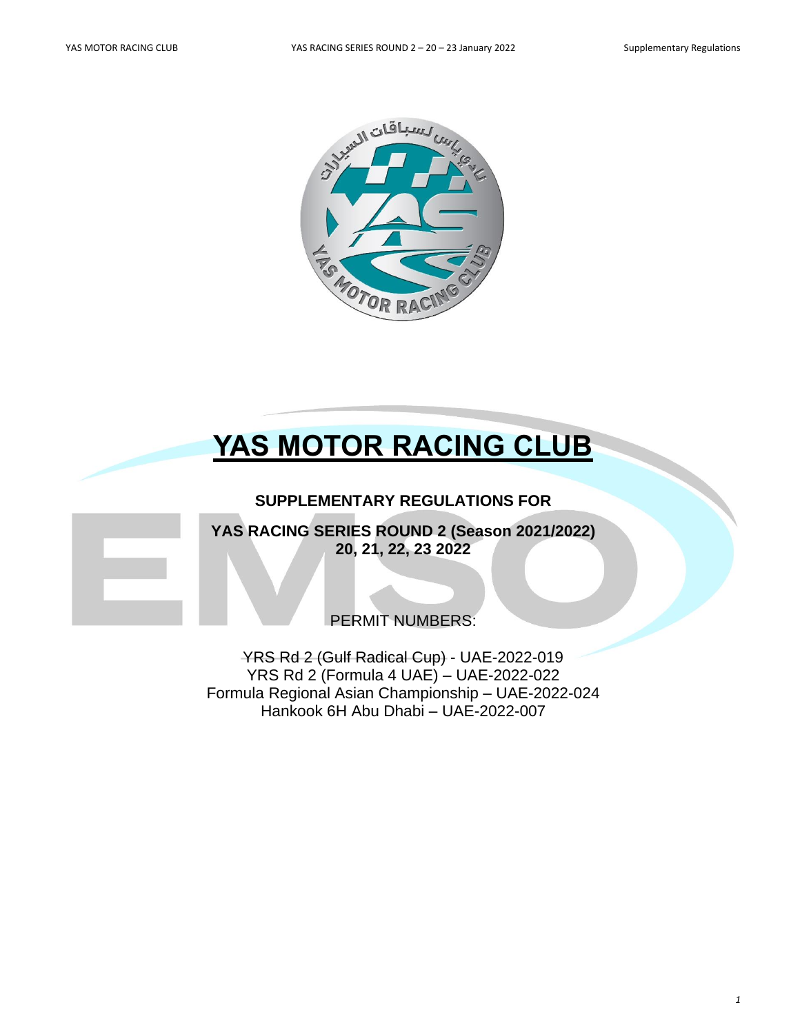# YAS MOTOR RACING CLUB

## SUPPLEMENTARY REGULATIONS FOR

## YAS RACING SERIES ROUND 2 (Season 2021/2022)
## 20, 21, 22, 23 2022

PERMIT NUMBERS:

YRS Rd 2 (Gulf Radical Cup) - UAE-2022-019
YRS Rd 2 (Formula 4 UAE) – UAE-2022-022
Formula Regional Asian Championship – UAE-2022-024
Hankook 6H Abu Dhabi – UAE-2022-007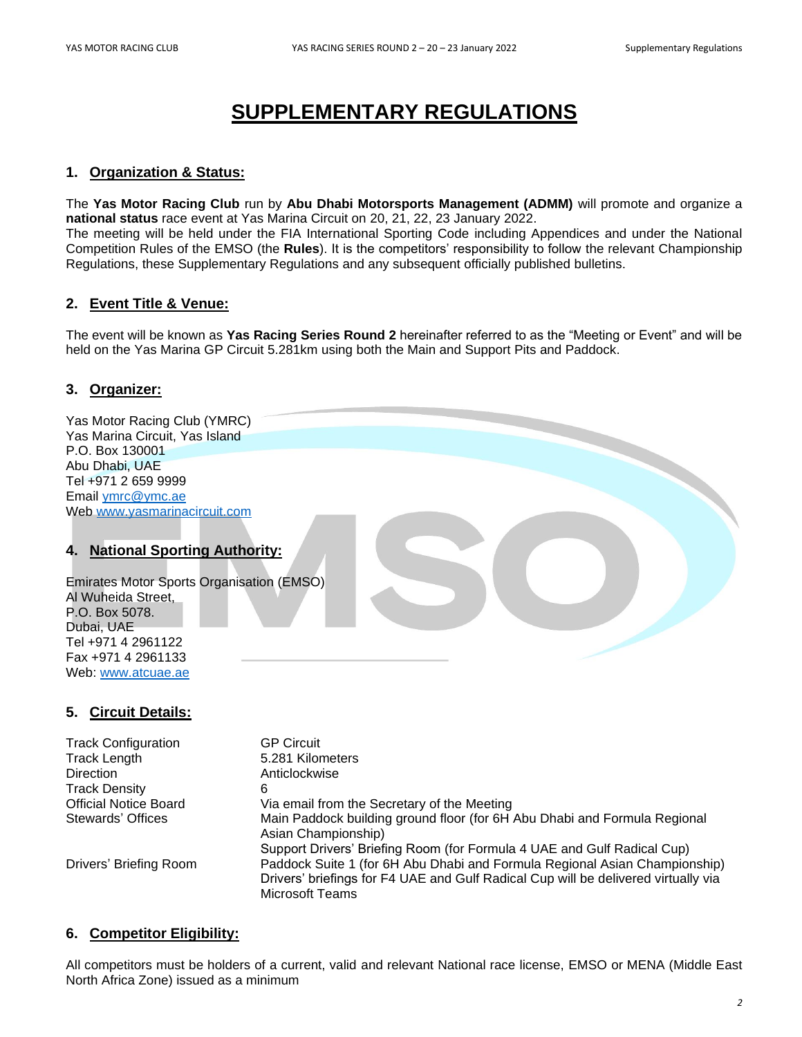# SUPPLEMENTARY REGULATIONS

## 1. Organization & Status:

The **Yas Motor Racing Club** run by **Abu Dhabi Motorsports Management (ADMM)** will promote and organize a **national status** race event at Yas Marina Circuit on 20, 21, 22, 23 January 2022.
The meeting will be held under the FIA International Sporting Code including Appendices and under the National Competition Rules of the EMSO (the **Rules**). It is the competitors' responsibility to follow the relevant Championship Regulations, these Supplementary Regulations and any subsequent officially published bulletins.

## 2. Event Title & Venue:

The event will be known as **Yas Racing Series Round 2** hereinafter referred to as the "Meeting or Event" and will be held on the Yas Marina GP Circuit 5.281km using both the Main and Support Pits and Paddock.

## 3. Organizer:

Yas Motor Racing Club (YMRC)
Yas Marina Circuit, Yas Island
P.O. Box 130001
Abu Dhabi, UAE
Tel +971 2 659 9999
Email ymrc@ymc.ae
Web www.yasmarinacircuit.com

## 4. National Sporting Authority:

Emirates Motor Sports Organisation (EMSO)
Al Wuheida Street,
P.O. Box 5078.
Dubai, UAE
Tel +971 4 2961122
Fax +971 4 2961133
Web: www.atcuae.ae

## 5. Circuit Details:

| | |
|---|---|
| Track Configuration | GP Circuit |
| Track Length | 5.281 Kilometers |
| Direction | Anticlockwise |
| Track Density | 6 |
| Official Notice Board | Via email from the Secretary of the Meeting |
| Stewards' Offices | Main Paddock building ground floor (for 6H Abu Dhabi and Formula Regional Asian Championship)<br>Support Drivers' Briefing Room (for Formula 4 UAE and Gulf Radical Cup) |
| Drivers' Briefing Room | Paddock Suite 1 (for 6H Abu Dhabi and Formula Regional Asian Championship)<br>Drivers' briefings for F4 UAE and Gulf Radical Cup will be delivered virtually via Microsoft Teams |

## 6. Competitor Eligibility:

All competitors must be holders of a current, valid and relevant National race license, EMSO or MENA (Middle East North Africa Zone) issued as a minimum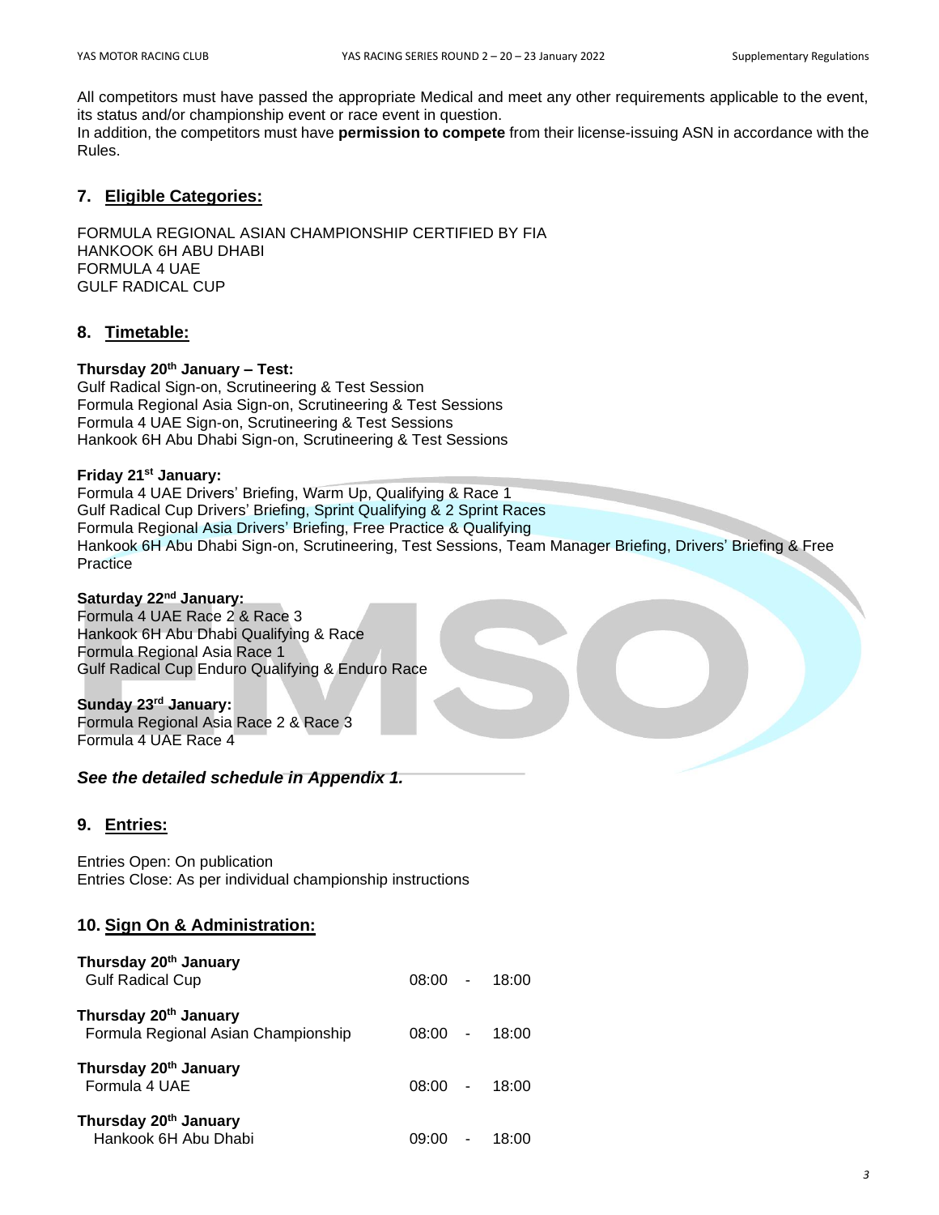All competitors must have passed the appropriate Medical and meet any other requirements applicable to the event, its status and/or championship event or race event in question.
In addition, the competitors must have **permission to compete** from their license-issuing ASN in accordance with the Rules.

## 7. Eligible Categories:

FORMULA REGIONAL ASIAN CHAMPIONSHIP CERTIFIED BY FIA
HANKOOK 6H ABU DHABI
FORMULA 4 UAE
GULF RADICAL CUP

## 8. Timetable:

**Thursday 20th January – Test:**
Gulf Radical Sign-on, Scrutineering & Test Session
Formula Regional Asia Sign-on, Scrutineering & Test Sessions
Formula 4 UAE Sign-on, Scrutineering & Test Sessions
Hankook 6H Abu Dhabi Sign-on, Scrutineering & Test Sessions

**Friday 21st January:**
Formula 4 UAE Drivers' Briefing, Warm Up, Qualifying & Race 1
Gulf Radical Cup Drivers' Briefing, Sprint Qualifying & 2 Sprint Races
Formula Regional Asia Drivers' Briefing, Free Practice & Qualifying
Hankook 6H Abu Dhabi Sign-on, Scrutineering, Test Sessions, Team Manager Briefing, Drivers' Briefing & Free Practice

**Saturday 22nd January:**
Formula 4 UAE Race 2 & Race 3
Hankook 6H Abu Dhabi Qualifying & Race
Formula Regional Asia Race 1
Gulf Radical Cup Enduro Qualifying & Enduro Race

**Sunday 23rd January:**
Formula Regional Asia Race 2 & Race 3
Formula 4 UAE Race 4

***See the detailed schedule in Appendix 1.***

## 9. Entries:

Entries Open: On publication
Entries Close: As per individual championship instructions

## 10. Sign On & Administration:

| | |
|---|---|
| **Thursday 20th January** | |
| Gulf Radical Cup | 08:00 - 18:00 |
| **Thursday 20th January** | |
| Formula Regional Asian Championship | 08:00 - 18:00 |
| **Thursday 20th January** | |
| Formula 4 UAE | 08:00 - 18:00 |
| **Thursday 20th January** | |
| Hankook 6H Abu Dhabi | 09:00 - 18:00 |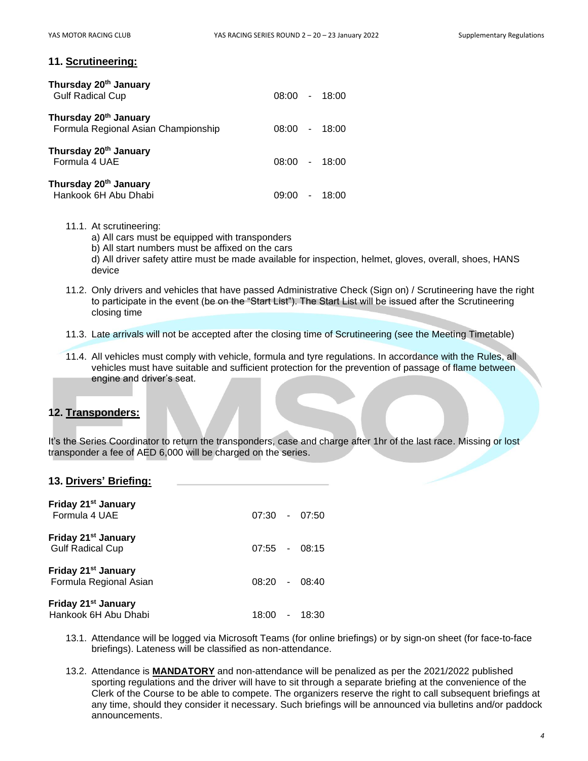## 11. Scrutineering:

**Thursday 20th January**
Gulf Radical Cup — 08:00 - 18:00

**Thursday 20th January**
Formula Regional Asian Championship — 08:00 - 18:00

**Thursday 20th January**
Formula 4 UAE — 08:00 - 18:00

**Thursday 20th January**
Hankook 6H Abu Dhabi — 09:00 - 18:00

11.1. At scrutineering:
a) All cars must be equipped with transponders
b) All start numbers must be affixed on the cars
d) All driver safety attire must be made available for inspection, helmet, gloves, overall, shoes, HANS device

11.2. Only drivers and vehicles that have passed Administrative Check (Sign on) / Scrutineering have the right to participate in the event (be on the "Start List"). The Start List will be issued after the Scrutineering closing time

11.3. Late arrivals will not be accepted after the closing time of Scrutineering (see the Meeting Timetable)

11.4. All vehicles must comply with vehicle, formula and tyre regulations. In accordance with the Rules, all vehicles must have suitable and sufficient protection for the prevention of passage of flame between engine and driver's seat.

## 12. Transponders:

It's the Series Coordinator to return the transponders, case and charge after 1hr of the last race. Missing or lost transponder a fee of AED 6,000 will be charged on the series.

## 13. Drivers' Briefing:

**Friday 21st January**
Formula 4 UAE — 07:30 - 07:50

**Friday 21st January**
Gulf Radical Cup — 07:55 - 08:15

**Friday 21st January**
Formula Regional Asian — 08:20 - 08:40

**Friday 21st January**
Hankook 6H Abu Dhabi — 18:00 - 18:30

13.1. Attendance will be logged via Microsoft Teams (for online briefings) or by sign-on sheet (for face-to-face briefings). Lateness will be classified as non-attendance.

13.2. Attendance is **MANDATORY** and non-attendance will be penalized as per the 2021/2022 published sporting regulations and the driver will have to sit through a separate briefing at the convenience of the Clerk of the Course to be able to compete. The organizers reserve the right to call subsequent briefings at any time, should they consider it necessary. Such briefings will be announced via bulletins and/or paddock announcements.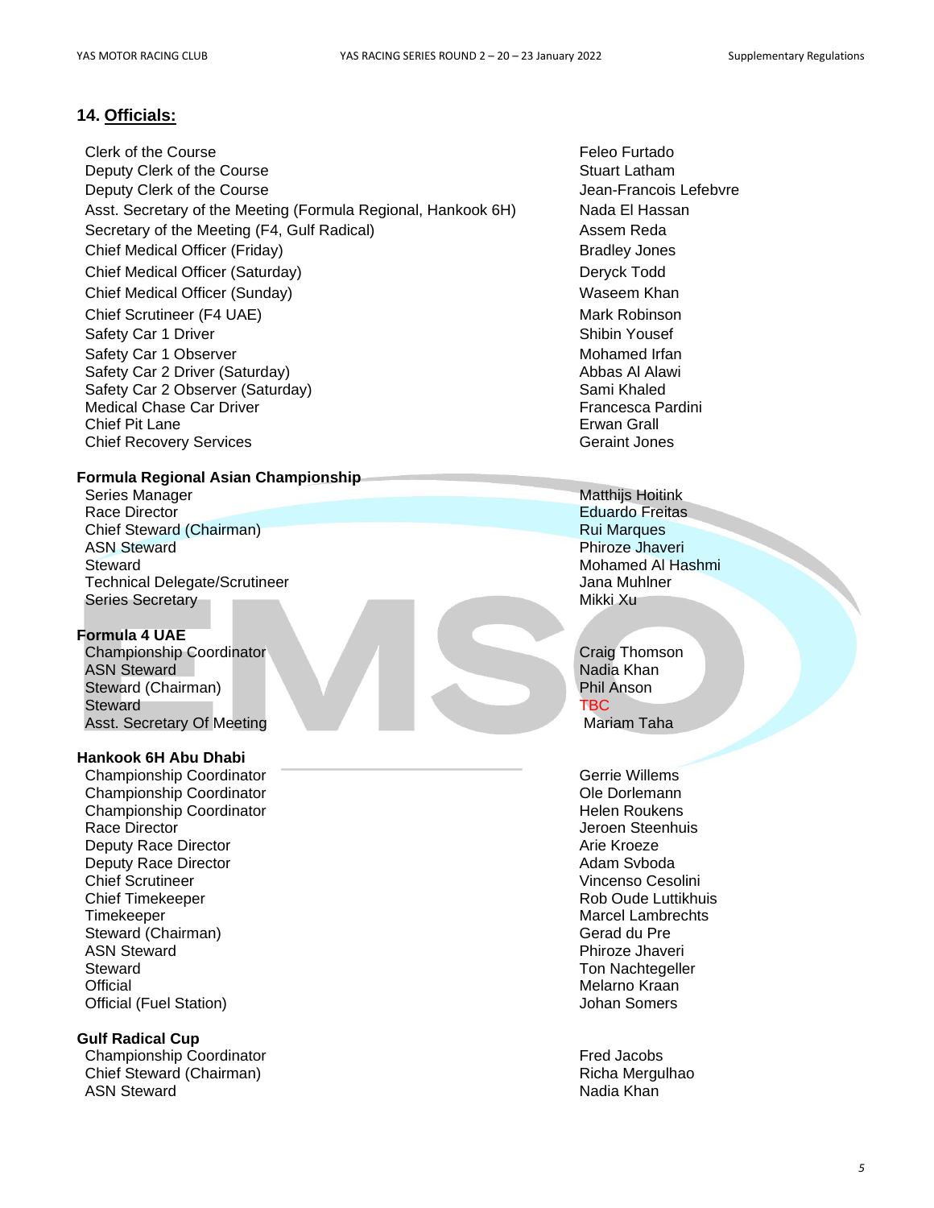## 14. Officials:

| | |
|---|---|
| Clerk of the Course | Feleo Furtado |
| Deputy Clerk of the Course | Stuart Latham |
| Deputy Clerk of the Course | Jean-Francois Lefebvre |
| Asst. Secretary of the Meeting (Formula Regional, Hankook 6H) | Nada El Hassan |
| Secretary of the Meeting (F4, Gulf Radical) | Assem Reda |
| Chief Medical Officer (Friday) | Bradley Jones |
| Chief Medical Officer (Saturday) | Deryck Todd |
| Chief Medical Officer (Sunday) | Waseem Khan |
| Chief Scrutineer (F4 UAE) | Mark Robinson |
| Safety Car 1 Driver | Shibin Yousef |
| Safety Car 1 Observer | Mohamed Irfan |
| Safety Car 2 Driver (Saturday) | Abbas Al Alawi |
| Safety Car 2 Observer (Saturday) | Sami Khaled |
| Medical Chase Car Driver | Francesca Pardini |
| Chief Pit Lane | Erwan Grall |
| Chief Recovery Services | Geraint Jones |

**Formula Regional Asian Championship**

| | |
|---|---|
| Series Manager | Matthijs Hoitink |
| Race Director | Eduardo Freitas |
| Chief Steward (Chairman) | Rui Marques |
| ASN Steward | Phiroze Jhaveri |
| Steward | Mohamed Al Hashmi |
| Technical Delegate/Scrutineer | Jana Muhlner |
| Series Secretary | Mikki Xu |

**Formula 4 UAE**

| | |
|---|---|
| Championship Coordinator | Craig Thomson |
| ASN Steward | Nadia Khan |
| Steward (Chairman) | Phil Anson |
| Steward | TBC |
| Asst. Secretary Of Meeting | Mariam Taha |

**Hankook 6H Abu Dhabi**

| | |
|---|---|
| Championship Coordinator | Gerrie Willems |
| Championship Coordinator | Ole Dorlemann |
| Championship Coordinator | Helen Roukens |
| Race Director | Jeroen Steenhuis |
| Deputy Race Director | Arie Kroeze |
| Deputy Race Director | Adam Svboda |
| Chief Scrutineer | Vincenso Cesolini |
| Chief Timekeeper | Rob Oude Luttikhuis |
| Timekeeper | Marcel Lambrechts |
| Steward (Chairman) | Gerad du Pre |
| ASN Steward | Phiroze Jhaveri |
| Steward | Ton Nachtegeller |
| Official | Melarno Kraan |
| Official (Fuel Station) | Johan Somers |

**Gulf Radical Cup**

| | |
|---|---|
| Championship Coordinator | Fred Jacobs |
| Chief Steward (Chairman) | Richa Mergulhao |
| ASN Steward | Nadia Khan |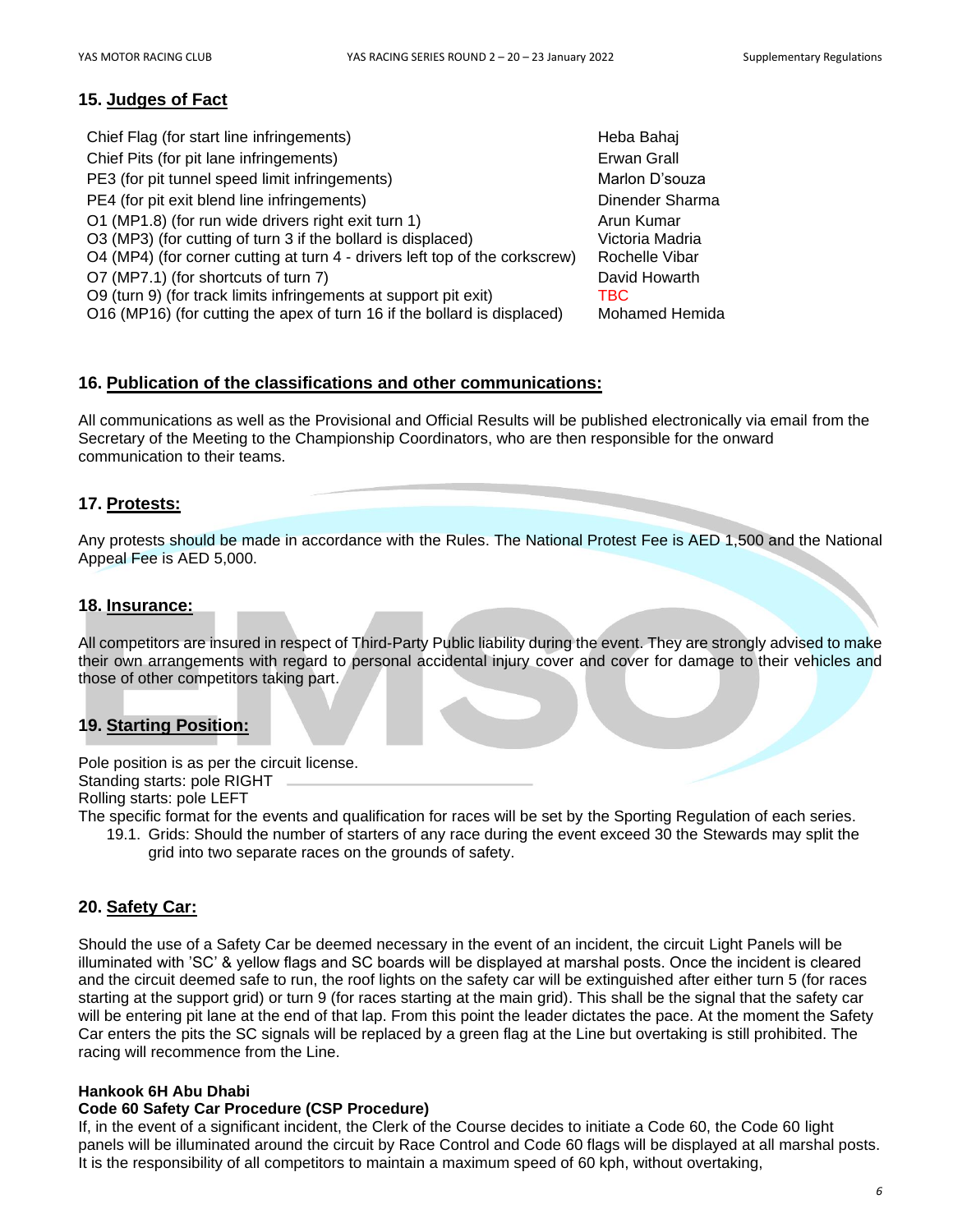## 15. Judges of Fact

| | |
|---|---|
| Chief Flag (for start line infringements) | Heba Bahaj |
| Chief Pits (for pit lane infringements) | Erwan Grall |
| PE3 (for pit tunnel speed limit infringements) | Marlon D'souza |
| PE4 (for pit exit blend line infringements) | Dinender Sharma |
| O1 (MP1.8) (for run wide drivers right exit turn 1) | Arun Kumar |
| O3 (MP3) (for cutting of turn 3 if the bollard is displaced) | Victoria Madria |
| O4 (MP4) (for corner cutting at turn 4 - drivers left top of the corkscrew) | Rochelle Vibar |
| O7 (MP7.1) (for shortcuts of turn 7) | David Howarth |
| O9 (turn 9) (for track limits infringements at support pit exit) | TBC |
| O16 (MP16) (for cutting the apex of turn 16 if the bollard is displaced) | Mohamed Hemida |

## 16. Publication of the classifications and other communications:

All communications as well as the Provisional and Official Results will be published electronically via email from the Secretary of the Meeting to the Championship Coordinators, who are then responsible for the onward communication to their teams.

## 17. Protests:

Any protests should be made in accordance with the Rules. The National Protest Fee is AED 1,500 and the National Appeal Fee is AED 5,000.

## 18. Insurance:

All competitors are insured in respect of Third-Party Public liability during the event. They are strongly advised to make their own arrangements with regard to personal accidental injury cover and cover for damage to their vehicles and those of other competitors taking part.

## 19. Starting Position:

Pole position is as per the circuit license.
Standing starts: pole RIGHT
Rolling starts: pole LEFT
The specific format for the events and qualification for races will be set by the Sporting Regulation of each series.

19.1. Grids: Should the number of starters of any race during the event exceed 30 the Stewards may split the grid into two separate races on the grounds of safety.

## 20. Safety Car:

Should the use of a Safety Car be deemed necessary in the event of an incident, the circuit Light Panels will be illuminated with 'SC' & yellow flags and SC boards will be displayed at marshal posts. Once the incident is cleared and the circuit deemed safe to run, the roof lights on the safety car will be extinguished after either turn 5 (for races starting at the support grid) or turn 9 (for races starting at the main grid). This shall be the signal that the safety car will be entering pit lane at the end of that lap. From this point the leader dictates the pace. At the moment the Safety Car enters the pits the SC signals will be replaced by a green flag at the Line but overtaking is still prohibited. The racing will recommence from the Line.

**Hankook 6H Abu Dhabi**
**Code 60 Safety Car Procedure (CSP Procedure)**
If, in the event of a significant incident, the Clerk of the Course decides to initiate a Code 60, the Code 60 light panels will be illuminated around the circuit by Race Control and Code 60 flags will be displayed at all marshal posts. It is the responsibility of all competitors to maintain a maximum speed of 60 kph, without overtaking,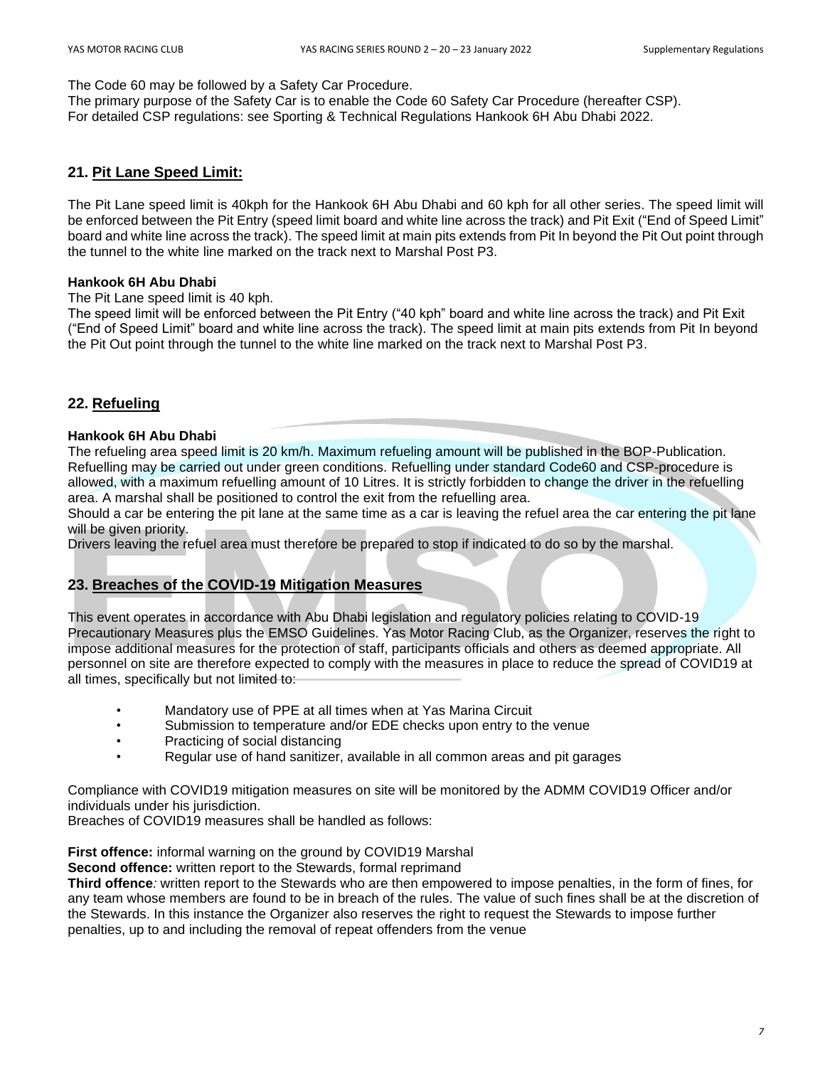The Code 60 may be followed by a Safety Car Procedure.
The primary purpose of the Safety Car is to enable the Code 60 Safety Car Procedure (hereafter CSP).
For detailed CSP regulations: see Sporting & Technical Regulations Hankook 6H Abu Dhabi 2022.

## 21. Pit Lane Speed Limit:

The Pit Lane speed limit is 40kph for the Hankook 6H Abu Dhabi and 60 kph for all other series. The speed limit will be enforced between the Pit Entry (speed limit board and white line across the track) and Pit Exit ("End of Speed Limit" board and white line across the track). The speed limit at main pits extends from Pit In beyond the Pit Out point through the tunnel to the white line marked on the track next to Marshal Post P3.

**Hankook 6H Abu Dhabi**

The Pit Lane speed limit is 40 kph.
The speed limit will be enforced between the Pit Entry ("40 kph" board and white line across the track) and Pit Exit ("End of Speed Limit" board and white line across the track). The speed limit at main pits extends from Pit In beyond the Pit Out point through the tunnel to the white line marked on the track next to Marshal Post P3.

## 22. Refueling

**Hankook 6H Abu Dhabi**

The refueling area speed limit is 20 km/h. Maximum refueling amount will be published in the BOP-Publication. Refuelling may be carried out under green conditions. Refuelling under standard Code60 and CSP-procedure is allowed, with a maximum refuelling amount of 10 Litres. It is strictly forbidden to change the driver in the refuelling area. A marshal shall be positioned to control the exit from the refuelling area.
Should a car be entering the pit lane at the same time as a car is leaving the refuel area the car entering the pit lane will be given priority.
Drivers leaving the refuel area must therefore be prepared to stop if indicated to do so by the marshal.

## 23. Breaches of the COVID-19 Mitigation Measures

This event operates in accordance with Abu Dhabi legislation and regulatory policies relating to COVID-19 Precautionary Measures plus the EMSO Guidelines. Yas Motor Racing Club, as the Organizer, reserves the right to impose additional measures for the protection of staff, participants officials and others as deemed appropriate. All personnel on site are therefore expected to comply with the measures in place to reduce the spread of COVID19 at all times, specifically but not limited to:

- Mandatory use of PPE at all times when at Yas Marina Circuit
- Submission to temperature and/or EDE checks upon entry to the venue
- Practicing of social distancing
- Regular use of hand sanitizer, available in all common areas and pit garages

Compliance with COVID19 mitigation measures on site will be monitored by the ADMM COVID19 Officer and/or individuals under his jurisdiction.
Breaches of COVID19 measures shall be handled as follows:

**First offence:** informal warning on the ground by COVID19 Marshal
**Second offence:** written report to the Stewards, formal reprimand
**Third offence***:* written report to the Stewards who are then empowered to impose penalties, in the form of fines, for any team whose members are found to be in breach of the rules. The value of such fines shall be at the discretion of the Stewards. In this instance the Organizer also reserves the right to request the Stewards to impose further penalties, up to and including the removal of repeat offenders from the venue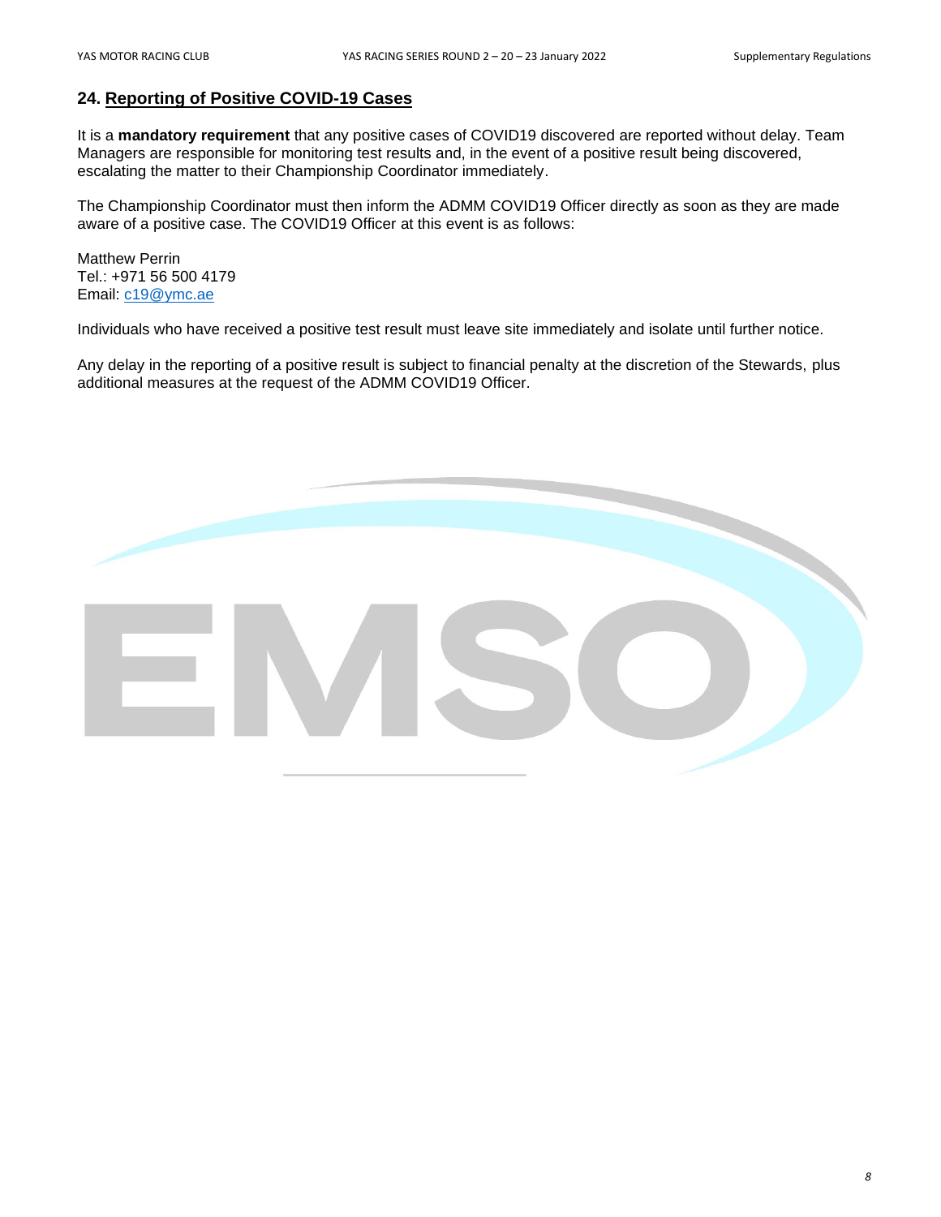## 24. Reporting of Positive COVID-19 Cases

It is a **mandatory requirement** that any positive cases of COVID19 discovered are reported without delay. Team Managers are responsible for monitoring test results and, in the event of a positive result being discovered, escalating the matter to their Championship Coordinator immediately.

The Championship Coordinator must then inform the ADMM COVID19 Officer directly as soon as they are made aware of a positive case. The COVID19 Officer at this event is as follows:

Matthew Perrin
Tel.: +971 56 500 4179
Email: c19@ymc.ae

Individuals who have received a positive test result must leave site immediately and isolate until further notice.

Any delay in the reporting of a positive result is subject to financial penalty at the discretion of the Stewards, plus additional measures at the request of the ADMM COVID19 Officer.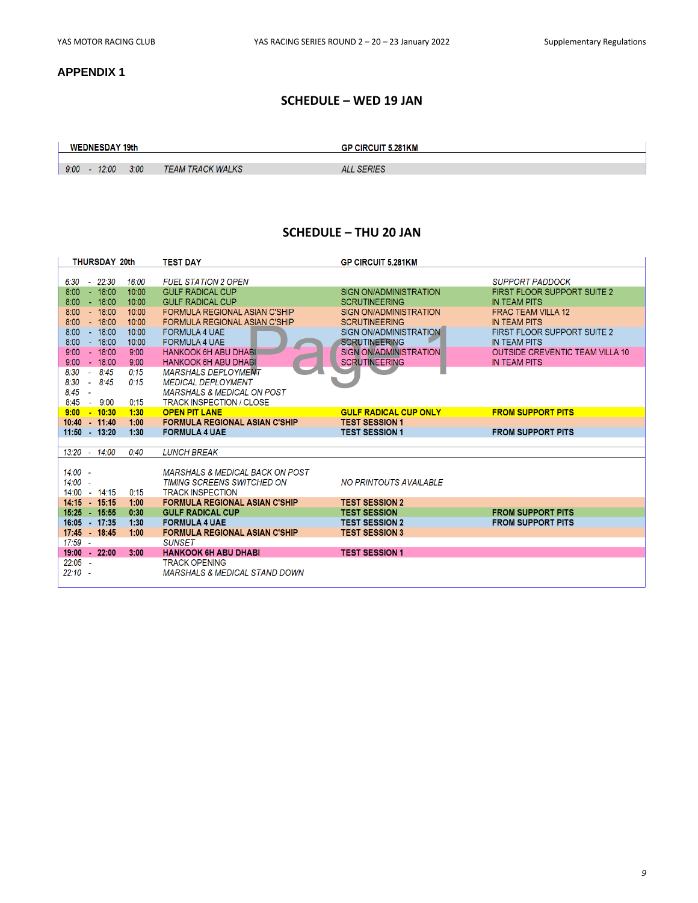# APPENDIX 1

## SCHEDULE – WED 19 JAN

| WEDNESDAY 19th | | | | GP CIRCUIT 5.281KM |
|---|---|---|---|---|
| 9:00 | - 12:00 | 3:00 | TEAM TRACK WALKS | ALL SERIES |

## SCHEDULE – THU 20 JAN

| THURSDAY 20th | | | TEST DAY | GP CIRCUIT 5.281KM | |
|---|---|---|---|---|---|
| 6:30 | - 22:30 | 16:00 | FUEL STATION 2 OPEN | | SUPPORT PADDOCK |
| 8:00 | - 18:00 | 10:00 | GULF RADICAL CUP | SIGN ON/ADMINISTRATION | FIRST FLOOR SUPPORT SUITE 2 |
| 8:00 | - 18:00 | 10:00 | GULF RADICAL CUP | SCRUTINEERING | IN TEAM PITS |
| 8:00 | - 18:00 | 10:00 | FORMULA REGIONAL ASIAN C'SHIP | SIGN ON/ADMINISTRATION | FRAC TEAM VILLA 12 |
| 8:00 | - 18:00 | 10:00 | FORMULA REGIONAL ASIAN C'SHIP | SCRUTINEERING | IN TEAM PITS |
| 8:00 | - 18:00 | 10:00 | FORMULA 4 UAE | SIGN ON/ADMINISTRATION | FIRST FLOOR SUPPORT SUITE 2 |
| 8:00 | - 18:00 | 10:00 | FORMULA 4 UAE | SCRUTINEERING | IN TEAM PITS |
| 9:00 | - 18:00 | 9:00 | HANKOOK 6H ABU DHABI | SIGN ON/ADMINISTRATION | OUTSIDE CREVENTIC TEAM VILLA 10 |
| 9:00 | - 18:00 | 9:00 | HANKOOK 6H ABU DHABI | SCRUTINEERING | IN TEAM PITS |
| 8:30 | - 8:45 | 0:15 | MARSHALS DEPLOYMENT | | |
| 8:30 | - 8:45 | 0:15 | MEDICAL DEPLOYMENT | | |
| 8:45 | - | | MARSHALS & MEDICAL ON POST | | |
| 8:45 | - 9:00 | 0:15 | TRACK INSPECTION / CLOSE | | |
| **9:00** | **- 10:30** | **1:30** | **OPEN PIT LANE** | **GULF RADICAL CUP ONLY** | **FROM SUPPORT PITS** |
| **10:40** | **- 11:40** | **1:00** | **FORMULA REGIONAL ASIAN C'SHIP** | **TEST SESSION 1** | |
| **11:50** | **- 13:20** | **1:30** | **FORMULA 4 UAE** | **TEST SESSION 1** | **FROM SUPPORT PITS** |
| 13:20 | - 14:00 | 0:40 | LUNCH BREAK | | |
| 14:00 | - | | MARSHALS & MEDICAL BACK ON POST | | |
| 14:00 | - | | TIMING SCREENS SWITCHED ON | NO PRINTOUTS AVAILABLE | |
| 14:00 | - 14:15 | 0:15 | TRACK INSPECTION | | |
| **14:15** | **- 15:15** | **1:00** | **FORMULA REGIONAL ASIAN C'SHIP** | **TEST SESSION 2** | |
| **15:25** | **- 15:55** | **0:30** | **GULF RADICAL CUP** | **TEST SESSION** | **FROM SUPPORT PITS** |
| **16:05** | **- 17:35** | **1:30** | **FORMULA 4 UAE** | **TEST SESSION 2** | **FROM SUPPORT PITS** |
| **17:45** | **- 18:45** | **1:00** | **FORMULA REGIONAL ASIAN C'SHIP** | **TEST SESSION 3** | |
| 17:59 | - | | SUNSET | | |
| **19:00** | **- 22:00** | **3:00** | **HANKOOK 6H ABU DHABI** | **TEST SESSION 1** | |
| 22:05 | - | | TRACK OPENING | | |
| 22:10 | - | | MARSHALS & MEDICAL STAND DOWN | | |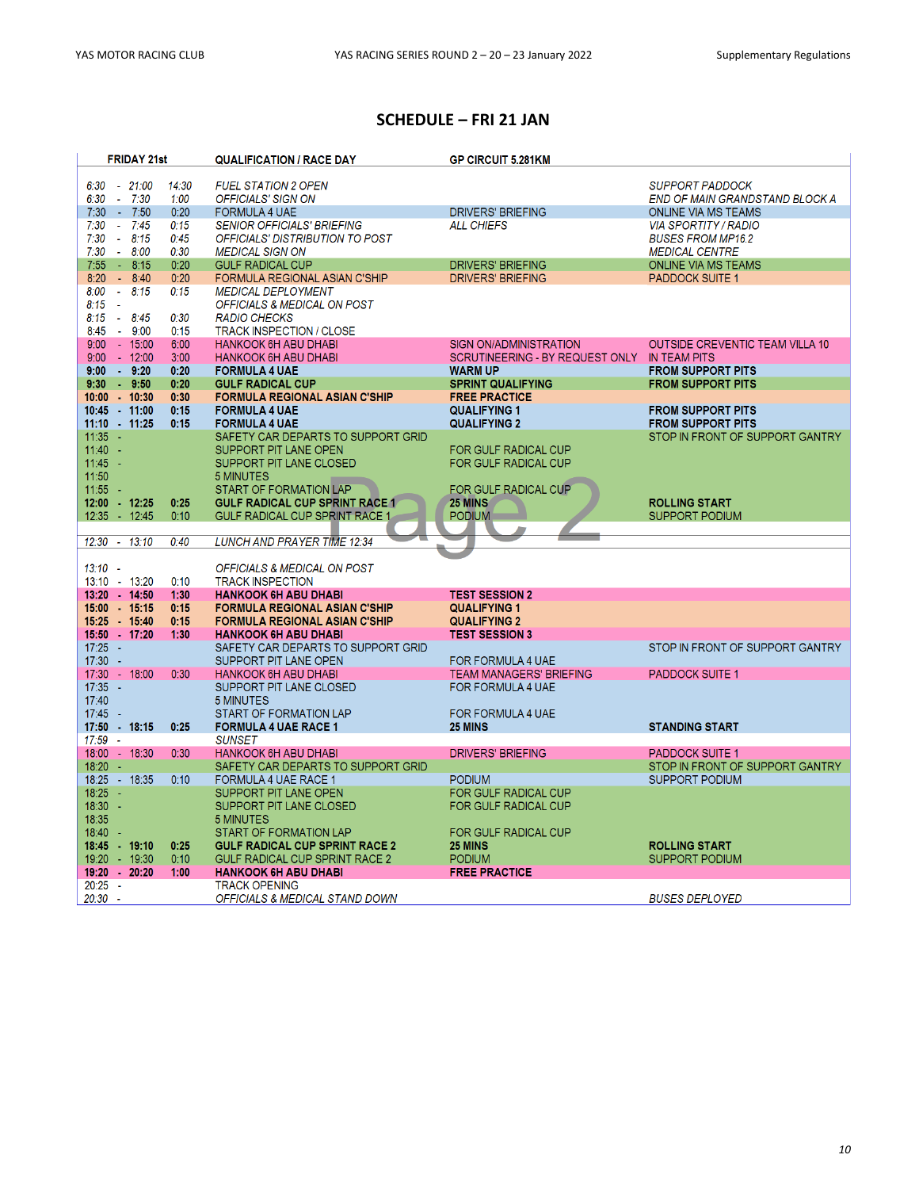## SCHEDULE – FRI 21 JAN

| FRIDAY 21st | | QUALIFICATION / RACE DAY | GP CIRCUIT 5.281KM | |
|---|---|---|---|---|
| 6:30 - 21:00 | 14:30 | FUEL STATION 2 OPEN | | SUPPORT PADDOCK |
| 6:30 - 7:30 | 1:00 | OFFICIALS' SIGN ON | | END OF MAIN GRANDSTAND BLOCK A |
| 7:30 - 7:50 | 0:20 | FORMULA 4 UAE | DRIVERS' BRIEFING | ONLINE VIA MS TEAMS |
| 7:30 - 7:45 | 0:15 | SENIOR OFFICIALS' BRIEFING | ALL CHIEFS | VIA SPORTITY / RADIO |
| 7:30 - 8:15 | 0:45 | OFFICIALS' DISTRIBUTION TO POST | | BUSES FROM MP16.2 |
| 7:30 - 8:00 | 0:30 | MEDICAL SIGN ON | | MEDICAL CENTRE |
| 7:55 - 8:15 | 0:20 | GULF RADICAL CUP | DRIVERS' BRIEFING | ONLINE VIA MS TEAMS |
| 8:20 - 8:40 | 0:20 | FORMULA REGIONAL ASIAN C'SHIP | DRIVERS' BRIEFING | PADDOCK SUITE 1 |
| 8:00 - 8:15 | 0:15 | MEDICAL DEPLOYMENT | | |
| 8:15 - | | OFFICIALS & MEDICAL ON POST | | |
| 8:15 - 8:45 | 0:30 | RADIO CHECKS | | |
| 8:45 - 9:00 | 0:15 | TRACK INSPECTION / CLOSE | | |
| 9:00 - 15:00 | 6:00 | HANKOOK 6H ABU DHABI | SIGN ON/ADMINISTRATION | OUTSIDE CREVENTIC TEAM VILLA 10 |
| 9:00 - 12:00 | 3:00 | HANKOOK 6H ABU DHABI | SCRUTINEERING - BY REQUEST ONLY | IN TEAM PITS |
| **9:00 - 9:20** | **0:20** | **FORMULA 4 UAE** | **WARM UP** | **FROM SUPPORT PITS** |
| **9:30 - 9:50** | **0:20** | **GULF RADICAL CUP** | **SPRINT QUALIFYING** | **FROM SUPPORT PITS** |
| **10:00 - 10:30** | **0:30** | **FORMULA REGIONAL ASIAN C'SHIP** | **FREE PRACTICE** | |
| **10:45 - 11:00** | **0:15** | **FORMULA 4 UAE** | **QUALIFYING 1** | **FROM SUPPORT PITS** |
| **11:10 - 11:25** | **0:15** | **FORMULA 4 UAE** | **QUALIFYING 2** | **FROM SUPPORT PITS** |
| 11:35 - | | SAFETY CAR DEPARTS TO SUPPORT GRID | | STOP IN FRONT OF SUPPORT GANTRY |
| 11:40 - | | SUPPORT PIT LANE OPEN | FOR GULF RADICAL CUP | |
| 11:45 - | | SUPPORT PIT LANE CLOSED | FOR GULF RADICAL CUP | |
| 11:50 | | 5 MINUTES | | |
| 11:55 - | | START OF FORMATION LAP | FOR GULF RADICAL CUP | |
| **12:00 - 12:25** | **0:25** | **GULF RADICAL CUP SPRINT RACE 1** | **25 MINS** | **ROLLING START** |
| 12:35 - 12:45 | 0:10 | GULF RADICAL CUP SPRINT RACE 1 | PODIUM | SUPPORT PODIUM |
| 12:30 - 13:10 | 0:40 | LUNCH AND PRAYER TIME 12:34 | | |
| 13:10 - | | OFFICIALS & MEDICAL ON POST | | |
| 13:10 - 13:20 | 0:10 | TRACK INSPECTION | | |
| **13:20 - 14:50** | **1:30** | **HANKOOK 6H ABU DHABI** | **TEST SESSION 2** | |
| **15:00 - 15:15** | **0:15** | **FORMULA REGIONAL ASIAN C'SHIP** | **QUALIFYING 1** | |
| **15:25 - 15:40** | **0:15** | **FORMULA REGIONAL ASIAN C'SHIP** | **QUALIFYING 2** | |
| **15:50 - 17:20** | **1:30** | **HANKOOK 6H ABU DHABI** | **TEST SESSION 3** | |
| 17:25 - | | SAFETY CAR DEPARTS TO SUPPORT GRID | | STOP IN FRONT OF SUPPORT GANTRY |
| 17:30 - | | SUPPORT PIT LANE OPEN | FOR FORMULA 4 UAE | |
| 17:30 - 18:00 | 0:30 | HANKOOK 6H ABU DHABI | TEAM MANAGERS' BRIEFING | PADDOCK SUITE 1 |
| 17:35 - | | SUPPORT PIT LANE CLOSED | FOR FORMULA 4 UAE | |
| 17:40 | | 5 MINUTES | | |
| 17:45 - | | START OF FORMATION LAP | FOR FORMULA 4 UAE | |
| **17:50 - 18:15** | **0:25** | **FORMULA 4 UAE RACE 1** | **25 MINS** | **STANDING START** |
| 17:59 - | | SUNSET | | |
| 18:00 - 18:30 | 0:30 | HANKOOK 6H ABU DHABI | DRIVERS' BRIEFING | PADDOCK SUITE 1 |
| 18:20 - | | SAFETY CAR DEPARTS TO SUPPORT GRID | | STOP IN FRONT OF SUPPORT GANTRY |
| 18:25 - 18:35 | 0:10 | FORMULA 4 UAE RACE 1 | PODIUM | SUPPORT PODIUM |
| 18:25 - | | SUPPORT PIT LANE OPEN | FOR GULF RADICAL CUP | |
| 18:30 - | | SUPPORT PIT LANE CLOSED | FOR GULF RADICAL CUP | |
| 18:35 | | 5 MINUTES | | |
| 18:40 - | | START OF FORMATION LAP | FOR GULF RADICAL CUP | |
| **18:45 - 19:10** | **0:25** | **GULF RADICAL CUP SPRINT RACE 2** | **25 MINS** | **ROLLING START** |
| 19:20 - 19:30 | 0:10 | GULF RADICAL CUP SPRINT RACE 2 | PODIUM | SUPPORT PODIUM |
| **19:20 - 20:20** | **1:00** | **HANKOOK 6H ABU DHABI** | **FREE PRACTICE** | |
| 20:25 - | | TRACK OPENING | | |
| 20:30 - | | OFFICIALS & MEDICAL STAND DOWN | | BUSES DEPLOYED |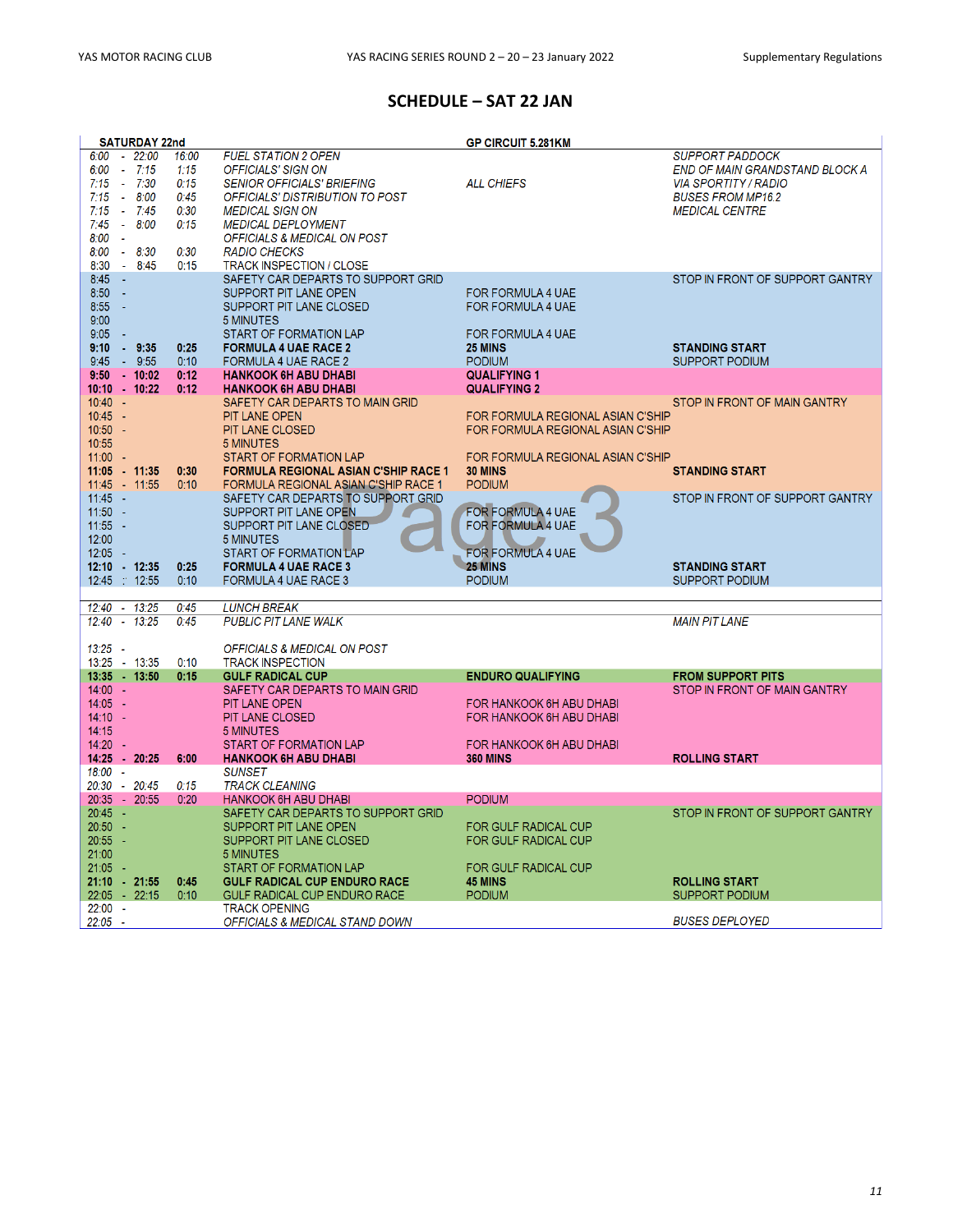## SCHEDULE – SAT 22 JAN

| SATURDAY 22nd | | | | GP CIRCUIT 5.281KM | |
|---|---|---|---|---|---|
| 6:00 | 22:00 | 16:00 | FUEL STATION 2 OPEN | | SUPPORT PADDOCK |
| 6:00 | 7:15 | 1:15 | OFFICIALS' SIGN ON | | END OF MAIN GRANDSTAND BLOCK A |
| 7:15 | 7:30 | 0:15 | SENIOR OFFICIALS' BRIEFING | ALL CHIEFS | VIA SPORTITY / RADIO |
| 7:15 | 8:00 | 0:45 | OFFICIALS' DISTRIBUTION TO POST | | BUSES FROM MP16.2 |
| 7:15 | 7:45 | 0:30 | MEDICAL SIGN ON | | MEDICAL CENTRE |
| 7:45 | 8:00 | 0:15 | MEDICAL DEPLOYMENT | | |
| 8:00 | | | OFFICIALS & MEDICAL ON POST | | |
| 8:00 | 8:30 | 0:30 | RADIO CHECKS | | |
| 8:30 | 8:45 | 0:15 | TRACK INSPECTION / CLOSE | | |
| 8:45 | | | SAFETY CAR DEPARTS TO SUPPORT GRID | | STOP IN FRONT OF SUPPORT GANTRY |
| 8:50 | | | SUPPORT PIT LANE OPEN | FOR FORMULA 4 UAE | |
| 8:55 | | | SUPPORT PIT LANE CLOSED | FOR FORMULA 4 UAE | |
| 9:00 | | | 5 MINUTES | | |
| 9:05 | | | START OF FORMATION LAP | FOR FORMULA 4 UAE | |
| **9:10** | **9:35** | **0:25** | **FORMULA 4 UAE RACE 2** | **25 MINS** | **STANDING START** |
| 9:45 | 9:55 | 0:10 | FORMULA 4 UAE RACE 2 | PODIUM | SUPPORT PODIUM |
| **9:50** | **10:02** | **0:12** | **HANKOOK 6H ABU DHABI** | **QUALIFYING 1** | |
| **10:10** | **10:22** | **0:12** | **HANKOOK 6H ABU DHABI** | **QUALIFYING 2** | |
| 10:40 | | | SAFETY CAR DEPARTS TO MAIN GRID | | STOP IN FRONT OF MAIN GANTRY |
| 10:45 | | | PIT LANE OPEN | FOR FORMULA REGIONAL ASIAN C'SHIP | |
| 10:50 | | | PIT LANE CLOSED | FOR FORMULA REGIONAL ASIAN C'SHIP | |
| 10:55 | | | 5 MINUTES | | |
| 11:00 | | | START OF FORMATION LAP | FOR FORMULA REGIONAL ASIAN C'SHIP | |
| **11:05** | **11:35** | **0:30** | **FORMULA REGIONAL ASIAN C'SHIP RACE 1** | **30 MINS** | **STANDING START** |
| 11:45 | 11:55 | 0:10 | FORMULA REGIONAL ASIAN C'SHIP RACE 1 | PODIUM | |
| 11:45 | | | SAFETY CAR DEPARTS TO SUPPORT GRID | | STOP IN FRONT OF SUPPORT GANTRY |
| 11:50 | | | SUPPORT PIT LANE OPEN | FOR FORMULA 4 UAE | |
| 11:55 | | | SUPPORT PIT LANE CLOSED | FOR FORMULA 4 UAE | |
| 12:00 | | | 5 MINUTES | | |
| 12:05 | | | START OF FORMATION LAP | FOR FORMULA 4 UAE | |
| **12:10** | **12:35** | **0:25** | **FORMULA 4 UAE RACE 3** | **25 MINS** | **STANDING START** |
| 12:45 | 12:55 | 0:10 | FORMULA 4 UAE RACE 3 | PODIUM | SUPPORT PODIUM |
| | | | | | |
| 12:40 | 13:25 | 0:45 | LUNCH BREAK | | |
| 12:40 | 13:25 | 0:45 | PUBLIC PIT LANE WALK | | MAIN PIT LANE |
| | | | | | |
| 13:25 | | | OFFICIALS & MEDICAL ON POST | | |
| 13:25 | 13:35 | 0:10 | TRACK INSPECTION | | |
| **13:35** | **13:50** | **0:15** | **GULF RADICAL CUP** | **ENDURO QUALIFYING** | **FROM SUPPORT PITS** |
| 14:00 | | | SAFETY CAR DEPARTS TO MAIN GRID | | STOP IN FRONT OF MAIN GANTRY |
| 14:05 | | | PIT LANE OPEN | FOR HANKOOK 6H ABU DHABI | |
| 14:10 | | | PIT LANE CLOSED | FOR HANKOOK 6H ABU DHABI | |
| 14:15 | | | 5 MINUTES | | |
| 14:20 | | | START OF FORMATION LAP | FOR HANKOOK 6H ABU DHABI | |
| **14:25** | **20:25** | **6:00** | **HANKOOK 6H ABU DHABI** | **360 MINS** | **ROLLING START** |
| 18:00 | | | SUNSET | | |
| 20:30 | 20:45 | 0:15 | TRACK CLEANING | | |
| 20:35 | 20:55 | 0:20 | HANKOOK 6H ABU DHABI | PODIUM | |
| 20:45 | | | SAFETY CAR DEPARTS TO SUPPORT GRID | | STOP IN FRONT OF SUPPORT GANTRY |
| 20:50 | | | SUPPORT PIT LANE OPEN | FOR GULF RADICAL CUP | |
| 20:55 | | | SUPPORT PIT LANE CLOSED | FOR GULF RADICAL CUP | |
| 21:00 | | | 5 MINUTES | | |
| 21:05 | | | START OF FORMATION LAP | FOR GULF RADICAL CUP | |
| **21:10** | **21:55** | **0:45** | **GULF RADICAL CUP ENDURO RACE** | **45 MINS** | **ROLLING START** |
| 22:05 | 22:15 | 0:10 | GULF RADICAL CUP ENDURO RACE | PODIUM | SUPPORT PODIUM |
| 22:00 | | | TRACK OPENING | | |
| 22:05 | | | OFFICIALS & MEDICAL STAND DOWN | | BUSES DEPLOYED |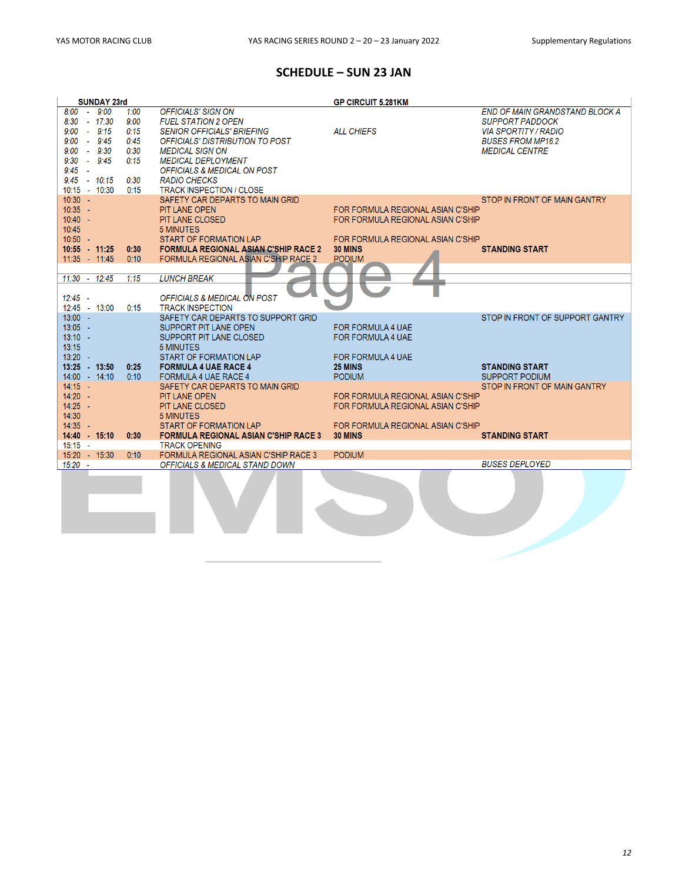# SCHEDULE – SUN 23 JAN

| SUNDAY 23rd | | | | GP CIRCUIT 5.281KM | |
|---|---|---|---|---|---|
| *8:00* | *- 9:00* | *1:00* | *OFFICIALS' SIGN ON* | | *END OF MAIN GRANDSTAND BLOCK A* |
| *8:30* | *- 17:30* | *9:00* | *FUEL STATION 2 OPEN* | | *SUPPORT PADDOCK* |
| *9:00* | *- 9:15* | *0:15* | *SENIOR OFFICIALS' BRIEFING* | *ALL CHIEFS* | *VIA SPORTITY / RADIO* |
| *9:00* | *- 9:45* | *0:45* | *OFFICIALS' DISTRIBUTION TO POST* | | *BUSES FROM MP16.2* |
| *9:00* | *- 9:30* | *0:30* | *MEDICAL SIGN ON* | | *MEDICAL CENTRE* |
| *9:30* | *- 9:45* | *0:15* | *MEDICAL DEPLOYMENT* | | |
| *9:45* | *-* | | *OFFICIALS & MEDICAL ON POST* | | |
| *9:45* | *- 10:15* | *0:30* | *RADIO CHECKS* | | |
| 10:15 | - 10:30 | 0:15 | TRACK INSPECTION / CLOSE | | |
| 10:30 | - | | SAFETY CAR DEPARTS TO MAIN GRID | | STOP IN FRONT OF MAIN GANTRY |
| 10:35 | - | | PIT LANE OPEN | FOR FORMULA REGIONAL ASIAN C'SHIP | |
| 10:40 | - | | PIT LANE CLOSED | FOR FORMULA REGIONAL ASIAN C'SHIP | |
| 10:45 | | | 5 MINUTES | | |
| 10:50 | - | | START OF FORMATION LAP | FOR FORMULA REGIONAL ASIAN C'SHIP | |
| **10:55** | **- 11:25** | **0:30** | **FORMULA REGIONAL ASIAN C'SHIP RACE 2** | **30 MINS** | **STANDING START** |
| 11:35 | - 11:45 | 0:10 | FORMULA REGIONAL ASIAN C'SHIP RACE 2 | PODIUM | |
| | | | | | |
| *11:30* | *- 12:45* | *1:15* | *LUNCH BREAK* | | |
| | | | | | |
| *12:45* | *-* | | *OFFICIALS & MEDICAL ON POST* | | |
| 12:45 | - 13:00 | 0:15 | TRACK INSPECTION | | |
| 13:00 | - | | SAFETY CAR DEPARTS TO SUPPORT GRID | | STOP IN FRONT OF SUPPORT GANTRY |
| 13:05 | - | | SUPPORT PIT LANE OPEN | FOR FORMULA 4 UAE | |
| 13:10 | - | | SUPPORT PIT LANE CLOSED | FOR FORMULA 4 UAE | |
| 13:15 | | | 5 MINUTES | | |
| 13:20 | - | | START OF FORMATION LAP | FOR FORMULA 4 UAE | |
| **13:25** | **- 13:50** | **0:25** | **FORMULA 4 UAE RACE 4** | **25 MINS** | **STANDING START** |
| 14:00 | - 14:10 | 0:10 | FORMULA 4 UAE RACE 4 | PODIUM | SUPPORT PODIUM |
| 14:15 | - | | SAFETY CAR DEPARTS TO MAIN GRID | | STOP IN FRONT OF MAIN GANTRY |
| 14:20 | - | | PIT LANE OPEN | FOR FORMULA REGIONAL ASIAN C'SHIP | |
| 14:25 | - | | PIT LANE CLOSED | FOR FORMULA REGIONAL ASIAN C'SHIP | |
| 14:30 | | | 5 MINUTES | | |
| 14:35 | - | | START OF FORMATION LAP | FOR FORMULA REGIONAL ASIAN C'SHIP | |
| **14:40** | **- 15:10** | **0:30** | **FORMULA REGIONAL ASIAN C'SHIP RACE 3** | **30 MINS** | **STANDING START** |
| 15:15 | - | | TRACK OPENING | | |
| 15:20 | - 15:30 | 0:10 | FORMULA REGIONAL ASIAN C'SHIP RACE 3 | PODIUM | |
| *15:20* | *-* | | *OFFICIALS & MEDICAL STAND DOWN* | | *BUSES DEPLOYED* |